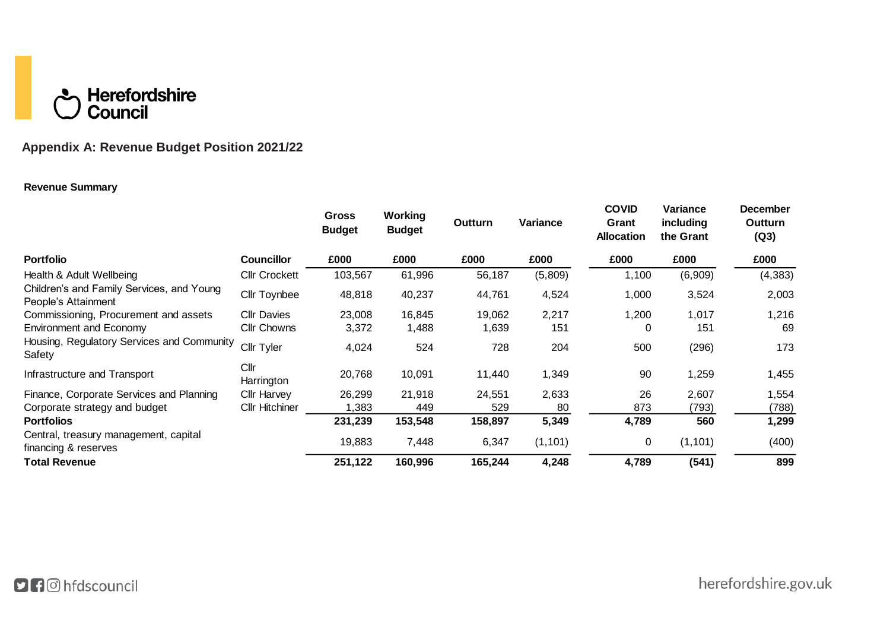Herefordshire Council

## Appendix A: Revenue Budget Position 2021/22

**Revenue Summary**

| Portfolio | Councillor | Gross Budget | Working Budget | Outturn | Variance | COVID Grant Allocation | Variance including the Grant | December Outturn (Q3) |
|---|---|---|---|---|---|---|---|---|
| | | £000 | £000 | £000 | £000 | £000 | £000 | £000 |
| Health & Adult Wellbeing | Cllr Crockett | 103,567 | 61,996 | 56,187 | (5,809) | 1,100 | (6,909) | (4,383) |
| Children's and Family Services, and Young People's Attainment | Cllr Toynbee | 48,818 | 40,237 | 44,761 | 4,524 | 1,000 | 3,524 | 2,003 |
| Commissioning, Procurement and assets | Cllr Davies | 23,008 | 16,845 | 19,062 | 2,217 | 1,200 | 1,017 | 1,216 |
| Environment and Economy | Cllr Chowns | 3,372 | 1,488 | 1,639 | 151 | 0 | 151 | 69 |
| Housing, Regulatory Services and Community Safety | Cllr Tyler | 4,024 | 524 | 728 | 204 | 500 | (296) | 173 |
| Infrastructure and Transport | Cllr Harrington | 20,768 | 10,091 | 11,440 | 1,349 | 90 | 1,259 | 1,455 |
| Finance, Corporate Services and Planning | Cllr Harvey | 26,299 | 21,918 | 24,551 | 2,633 | 26 | 2,607 | 1,554 |
| Corporate strategy and budget | Cllr Hitchiner | 1,383 | 449 | 529 | 80 | 873 | (793) | (788) |
| **Portfolios** | | **231,239** | **153,548** | **158,897** | **5,349** | **4,789** | **560** | **1,299** |
| Central, treasury management, capital financing & reserves | | 19,883 | 7,448 | 6,347 | (1,101) | 0 | (1,101) | (400) |
| **Total Revenue** | | **251,122** | **160,996** | **165,244** | **4,248** | **4,789** | **(541)** | **899** |

hfdscouncil

herefordshire.gov.uk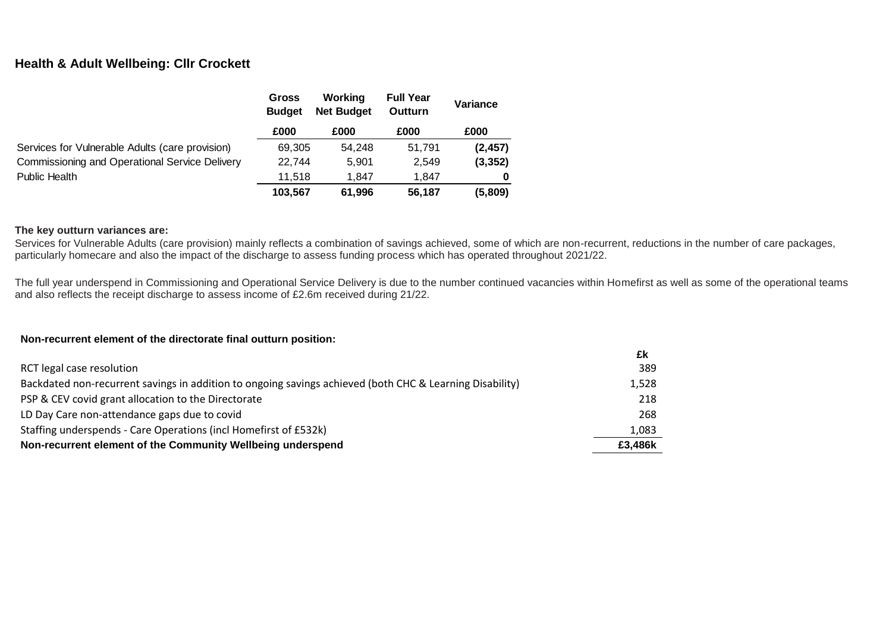## Health & Adult Wellbeing: Cllr Crockett

| | Gross Budget | Working Net Budget | Full Year Outturn | Variance |
|---|---|---|---|---|
| | £000 | £000 | £000 | £000 |
| Services for Vulnerable Adults (care provision) | 69,305 | 54,248 | 51,791 | **(2,457)** |
| Commissioning and Operational Service Delivery | 22,744 | 5,901 | 2,549 | **(3,352)** |
| Public Health | 11,518 | 1,847 | 1,847 | **0** |
| | **103,567** | **61,996** | **56,187** | **(5,809)** |

**The key outturn variances are:**

Services for Vulnerable Adults (care provision) mainly reflects a combination of savings achieved, some of which are non-recurrent, reductions in the number of care packages, particularly homecare and also the impact of the discharge to assess funding process which has operated throughout 2021/22.

The full year underspend in Commissioning and Operational Service Delivery is due to the number continued vacancies within Homefirst as well as some of the operational teams and also reflects the receipt discharge to assess income of £2.6m received during 21/22.

**Non-recurrent element of the directorate final outturn position:**

| | £k |
|---|---|
| RCT legal case resolution | 389 |
| Backdated non-recurrent savings in addition to ongoing savings achieved (both CHC & Learning Disability) | 1,528 |
| PSP & CEV covid grant allocation to the Directorate | 218 |
| LD Day Care non-attendance gaps due to covid | 268 |
| Staffing underspends - Care Operations (incl Homefirst of £532k) | 1,083 |
| **Non-recurrent element of the Community Wellbeing underspend** | **£3,486k** |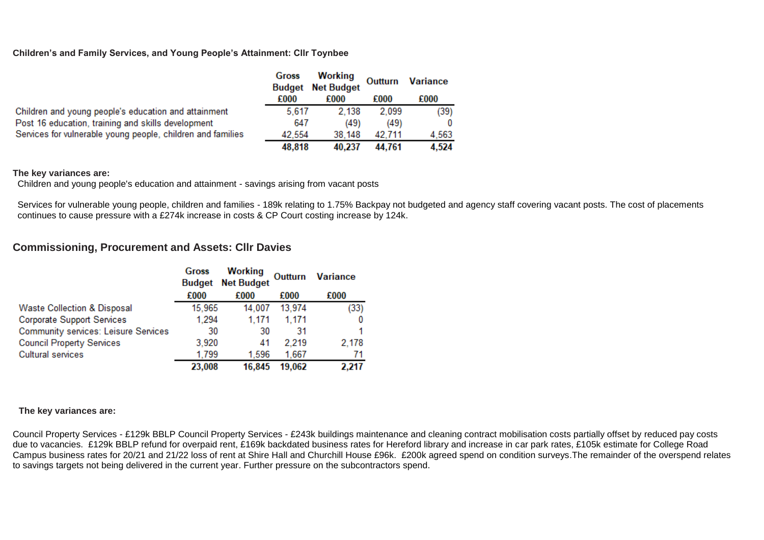**Children's and Family Services, and Young People's Attainment: Cllr Toynbee**

| | Gross Budget | Working Net Budget | Outturn | Variance |
|---|---|---|---|---|
| | £000 | £000 | £000 | £000 |
| Children and young people's education and attainment | 5,617 | 2,138 | 2,099 | (39) |
| Post 16 education, training and skills development | 647 | (49) | (49) | 0 |
| Services for vulnerable young people, children and families | 42,554 | 38,148 | 42,711 | 4,563 |
| | **48,818** | **40,237** | **44,761** | **4,524** |

**The key variances are:**

Children and young people's education and attainment - savings arising from vacant posts

Services for vulnerable young people, children and families - 189k relating to 1.75% Backpay not budgeted and agency staff covering vacant posts. The cost of placements continues to cause pressure with a £274k increase in costs & CP Court costing increase by 124k.

## Commissioning, Procurement and Assets: Cllr Davies

| | Gross Budget | Working Net Budget | Outturn | Variance |
|---|---|---|---|---|
| | £000 | £000 | £000 | £000 |
| Waste Collection & Disposal | 15,965 | 14,007 | 13,974 | (33) |
| Corporate Support Services | 1,294 | 1,171 | 1,171 | 0 |
| Community services: Leisure Services | 30 | 30 | 31 | 1 |
| Council Property Services | 3,920 | 41 | 2,219 | 2,178 |
| Cultural services | 1,799 | 1,596 | 1,667 | 71 |
| | **23,008** | **16,845** | **19,062** | **2,217** |

**The key variances are:**

Council Property Services - £129k BBLP Council Property Services - £243k buildings maintenance and cleaning contract mobilisation costs partially offset by reduced pay costs due to vacancies. £129k BBLP refund for overpaid rent, £169k backdated business rates for Hereford library and increase in car park rates, £105k estimate for College Road Campus business rates for 20/21 and 21/22 loss of rent at Shire Hall and Churchill House £96k. £200k agreed spend on condition surveys.The remainder of the overspend relates to savings targets not being delivered in the current year. Further pressure on the subcontractors spend.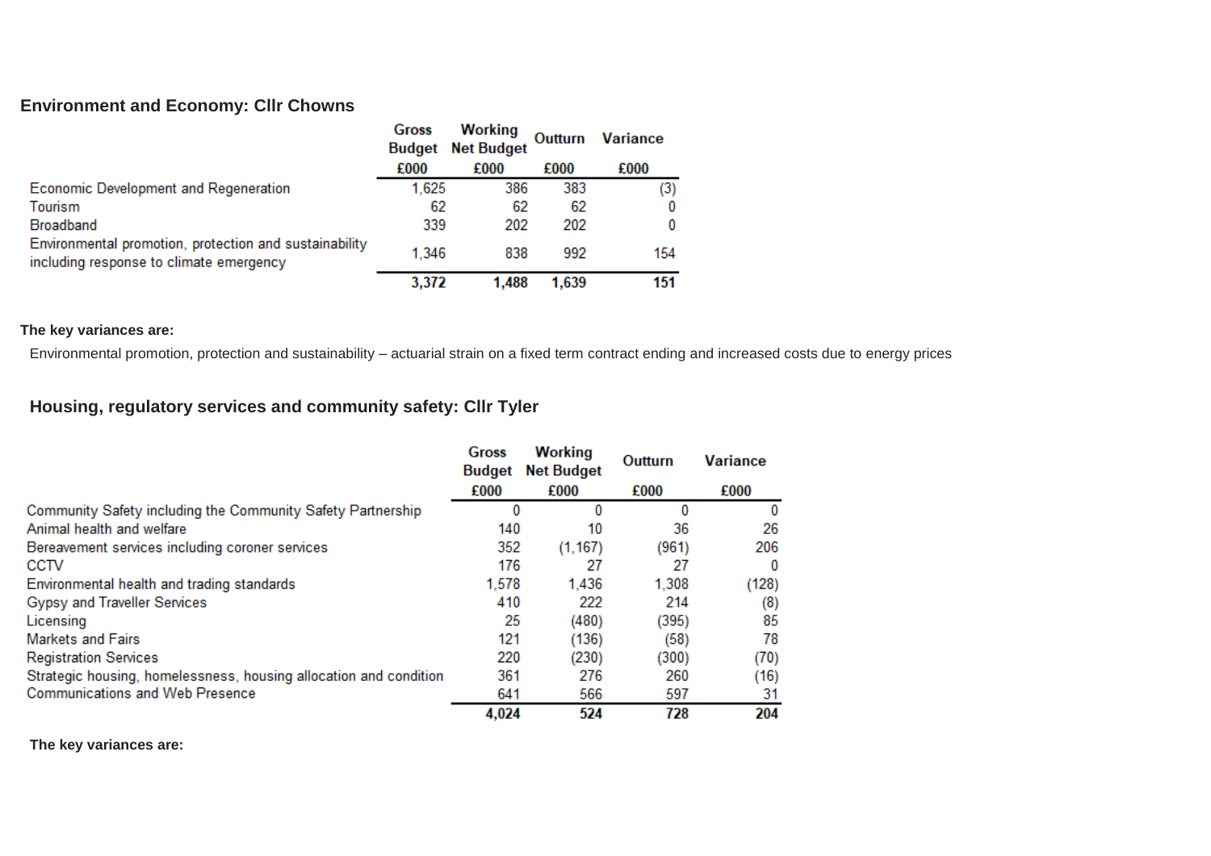## Environment and Economy: Cllr Chowns

| | Gross Budget | Working Net Budget | Outturn | Variance |
|---|---|---|---|---|
| | £000 | £000 | £000 | £000 |
| Economic Development and Regeneration | 1,625 | 386 | 383 | (3) |
| Tourism | 62 | 62 | 62 | 0 |
| Broadband | 339 | 202 | 202 | 0 |
| Environmental promotion, protection and sustainability including response to climate emergency | 1,346 | 838 | 992 | 154 |
| | **3,372** | **1,488** | **1,639** | **151** |

**The key variances are:**

Environmental promotion, protection and sustainability – actuarial strain on a fixed term contract ending and increased costs due to energy prices

## Housing, regulatory services and community safety: Cllr Tyler

| | Gross Budget | Working Net Budget | Outturn | Variance |
|---|---|---|---|---|
| | £000 | £000 | £000 | £000 |
| Community Safety including the Community Safety Partnership | 0 | 0 | 0 | 0 |
| Animal health and welfare | 140 | 10 | 36 | 26 |
| Bereavement services including coroner services | 352 | (1,167) | (961) | 206 |
| CCTV | 176 | 27 | 27 | 0 |
| Environmental health and trading standards | 1,578 | 1,436 | 1,308 | (128) |
| Gypsy and Traveller Services | 410 | 222 | 214 | (8) |
| Licensing | 25 | (480) | (395) | 85 |
| Markets and Fairs | 121 | (136) | (58) | 78 |
| Registration Services | 220 | (230) | (300) | (70) |
| Strategic housing, homelessness, housing allocation and condition | 361 | 276 | 260 | (16) |
| Communications and Web Presence | 641 | 566 | 597 | 31 |
| | **4,024** | **524** | **728** | **204** |

**The key variances are:**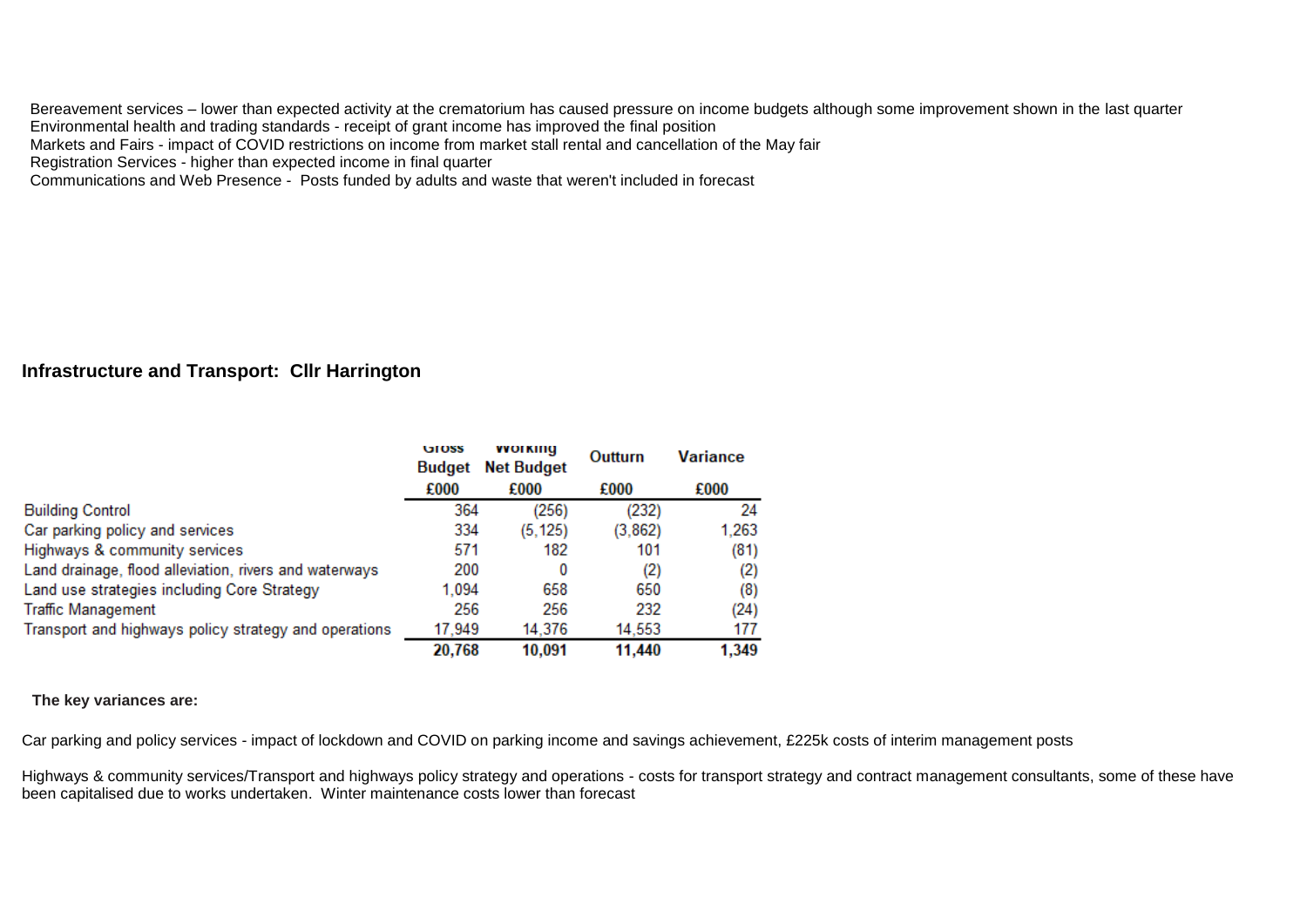Bereavement services – lower than expected activity at the crematorium has caused pressure on income budgets although some improvement shown in the last quarter
Environmental health and trading standards - receipt of grant income has improved the final position
Markets and Fairs - impact of COVID restrictions on income from market stall rental and cancellation of the May fair
Registration Services - higher than expected income in final quarter
Communications and Web Presence - Posts funded by adults and waste that weren't included in forecast

## Infrastructure and Transport: Cllr Harrington

| | Gross Budget | Working Net Budget | Outturn | Variance |
|---|---|---|---|---|
| | £000 | £000 | £000 | £000 |
| Building Control | 364 | (256) | (232) | 24 |
| Car parking policy and services | 334 | (5,125) | (3,862) | 1,263 |
| Highways & community services | 571 | 182 | 101 | (81) |
| Land drainage, flood alleviation, rivers and waterways | 200 | 0 | (2) | (2) |
| Land use strategies including Core Strategy | 1,094 | 658 | 650 | (8) |
| Traffic Management | 256 | 256 | 232 | (24) |
| Transport and highways policy strategy and operations | 17,949 | 14,376 | 14,553 | 177 |
| | **20,768** | **10,091** | **11,440** | **1,349** |

**The key variances are:**

Car parking and policy services - impact of lockdown and COVID on parking income and savings achievement, £225k costs of interim management posts

Highways & community services/Transport and highways policy strategy and operations - costs for transport strategy and contract management consultants, some of these have been capitalised due to works undertaken. Winter maintenance costs lower than forecast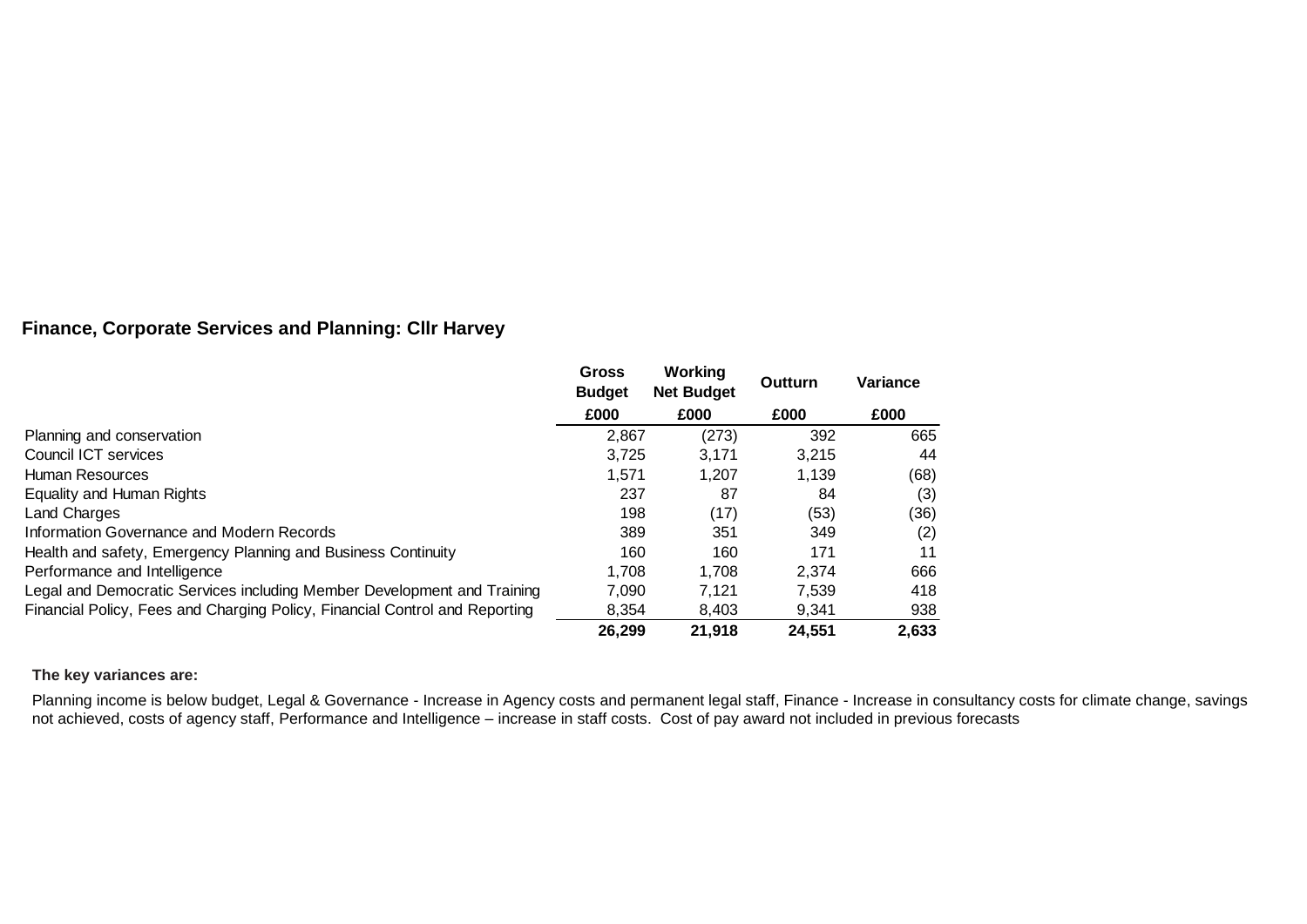## Finance, Corporate Services and Planning: Cllr Harvey

| | Gross Budget | Working Net Budget | Outturn | Variance |
|---|---|---|---|---|
| | £000 | £000 | £000 | £000 |
| Planning and conservation | 2,867 | (273) | 392 | 665 |
| Council ICT services | 3,725 | 3,171 | 3,215 | 44 |
| Human Resources | 1,571 | 1,207 | 1,139 | (68) |
| Equality and Human Rights | 237 | 87 | 84 | (3) |
| Land Charges | 198 | (17) | (53) | (36) |
| Information Governance and Modern Records | 389 | 351 | 349 | (2) |
| Health and safety, Emergency Planning and Business Continuity | 160 | 160 | 171 | 11 |
| Performance and Intelligence | 1,708 | 1,708 | 2,374 | 666 |
| Legal and Democratic Services including Member Development and Training | 7,090 | 7,121 | 7,539 | 418 |
| Financial Policy, Fees and Charging Policy, Financial Control and Reporting | 8,354 | 8,403 | 9,341 | 938 |
| | **26,299** | **21,918** | **24,551** | **2,633** |

**The key variances are:**

Planning income is below budget, Legal & Governance - Increase in Agency costs and permanent legal staff, Finance - Increase in consultancy costs for climate change, savings not achieved, costs of agency staff, Performance and Intelligence – increase in staff costs. Cost of pay award not included in previous forecasts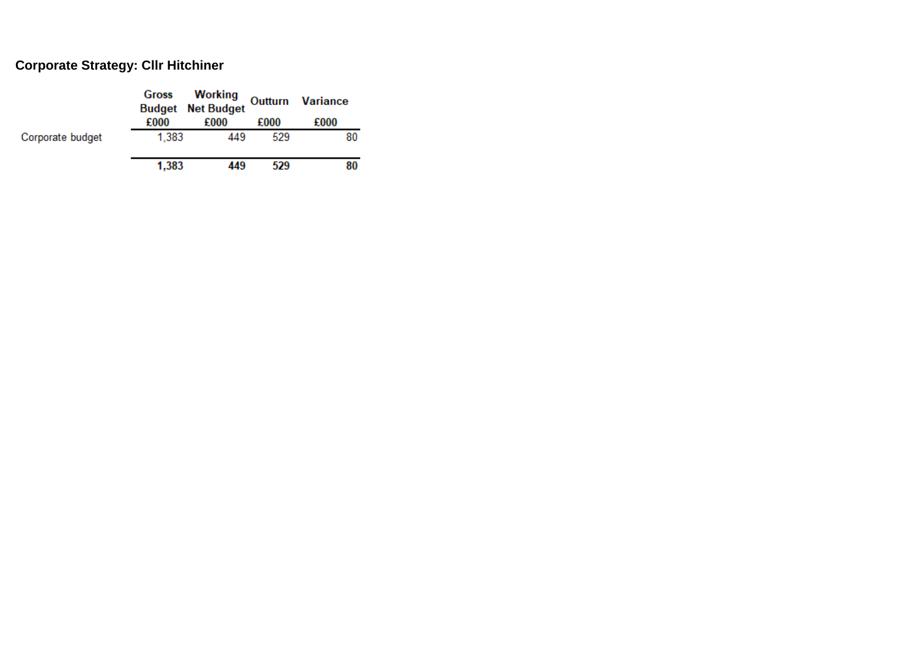## Corporate Strategy: Cllr Hitchiner

| | Gross Budget | Working Net Budget | Outturn | Variance |
|---|---|---|---|---|
| | £000 | £000 | £000 | £000 |
| Corporate budget | 1,383 | 449 | 529 | 80 |
| | **1,383** | **449** | **529** | **80** |